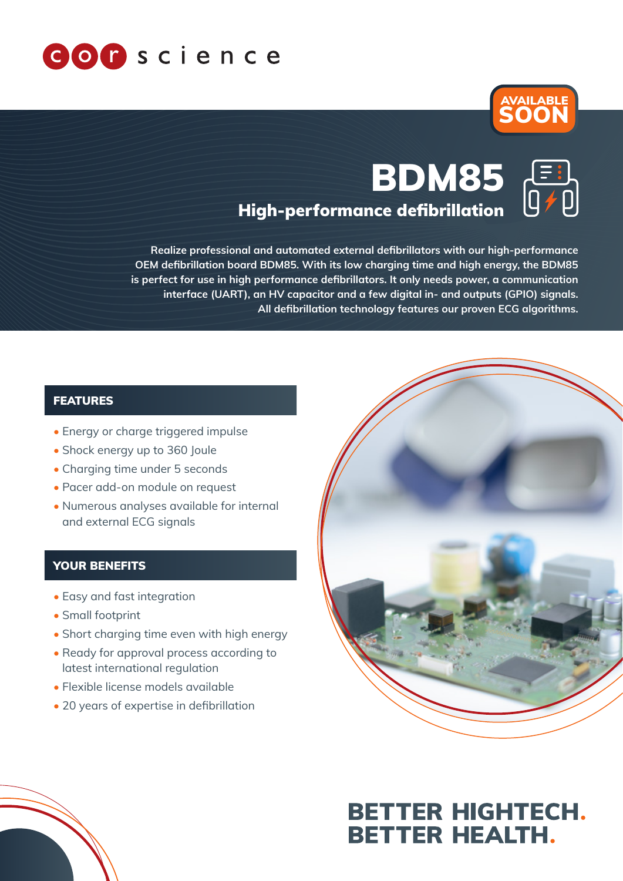corscience

AVAILABLE SOON

# BDM85

## High-performance defibrillation

Realize professional and automated external defibrillators with our high-performance OEM defibrillation board BDM85. With its low charging time and high energy, the BDM85 is perfect for use in high performance defibrillators. It only needs power, a communication interface (UART), an HV capacitor and a few digital in- and outputs (GPIO) signals. All defibrillation technology features our proven ECG algorithms.

### FEATURES

- Energy or charge triggered impulse
- Shock energy up to 360 Joule
- Charging time under 5 seconds
- Pacer add-on module on request
- Numerous analyses available for internal and external ECG signals

### YOUR BENEFITS

- Easy and fast integration
- Small footprint
- Short charging time even with high energy
- Ready for approval process according to latest international regulation
- Flexible license models available
- 20 years of expertise in defibrillation

**BETTER HIGHTECH. BETTER HEALTH.**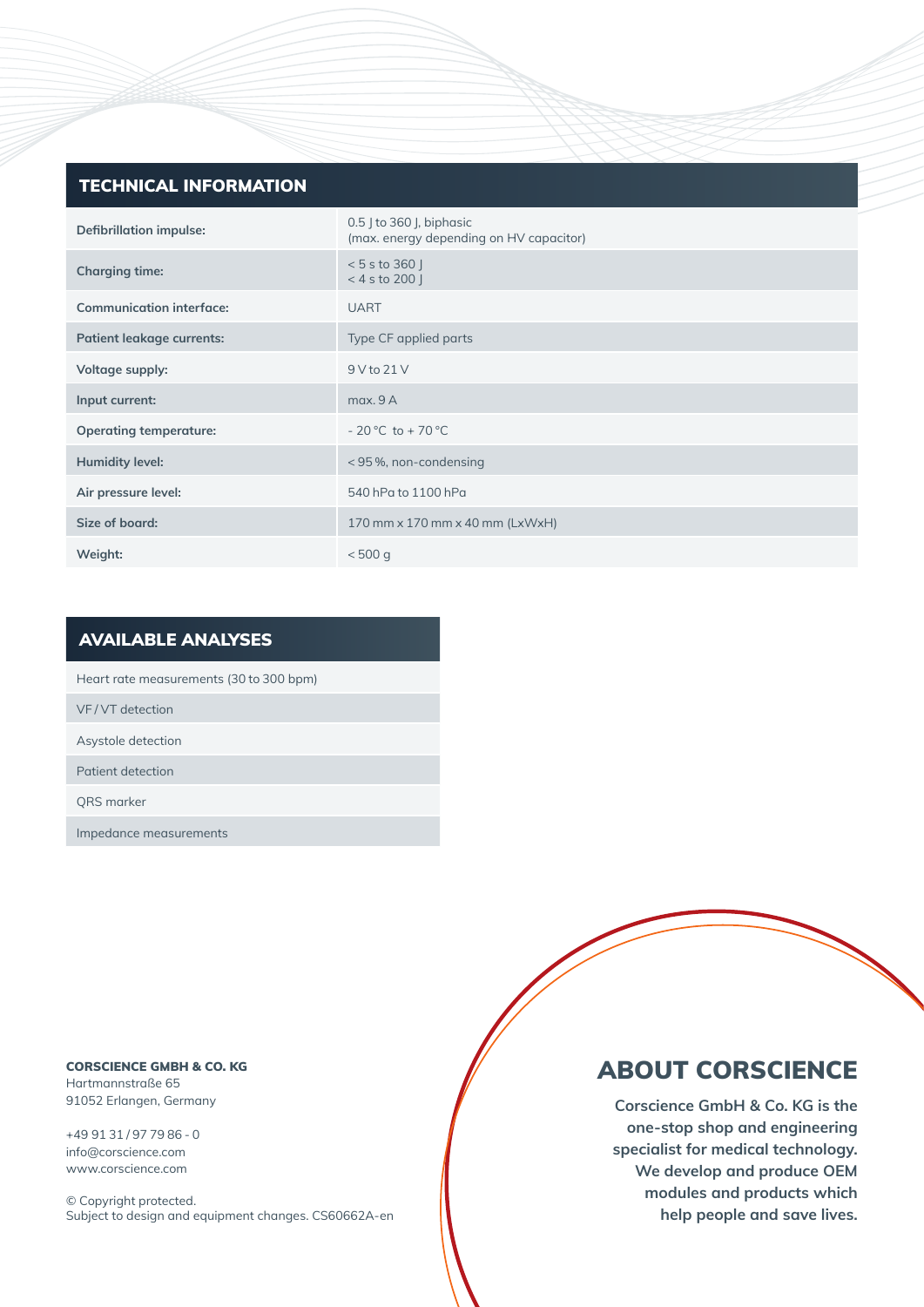## TECHNICAL INFORMATION

| | |
|---|---|
| **Defibrillation impulse:** | 0.5 J to 360 J, biphasic<br>(max. energy depending on HV capacitor) |
| **Charging time:** | < 5 s to 360 J<br>< 4 s to 200 J |
| **Communication interface:** | UART |
| **Patient leakage currents:** | Type CF applied parts |
| **Voltage supply:** | 9 V to 21 V |
| **Input current:** | max. 9 A |
| **Operating temperature:** | - 20 °C to + 70 °C |
| **Humidity level:** | < 95 %, non-condensing |
| **Air pressure level:** | 540 hPa to 1100 hPa |
| **Size of board:** | 170 mm x 170 mm x 40 mm (LxWxH) |
| **Weight:** | < 500 g |

## AVAILABLE ANALYSES

| |
|---|
| Heart rate measurements (30 to 300 bpm) |
| VF / VT detection |
| Asystole detection |
| Patient detection |
| QRS marker |
| Impedance measurements |

**CORSCIENCE GMBH & CO. KG**
Hartmannstraße 65
91052 Erlangen, Germany

+49 91 31 / 97 79 86 - 0
info@corscience.com
www.corscience.com

© Copyright protected.
Subject to design and equipment changes. CS60662A-en

## ABOUT CORSCIENCE

**Corscience GmbH & Co. KG is the one-stop shop and engineering specialist for medical technology. We develop and produce OEM modules and products which help people and save lives.**